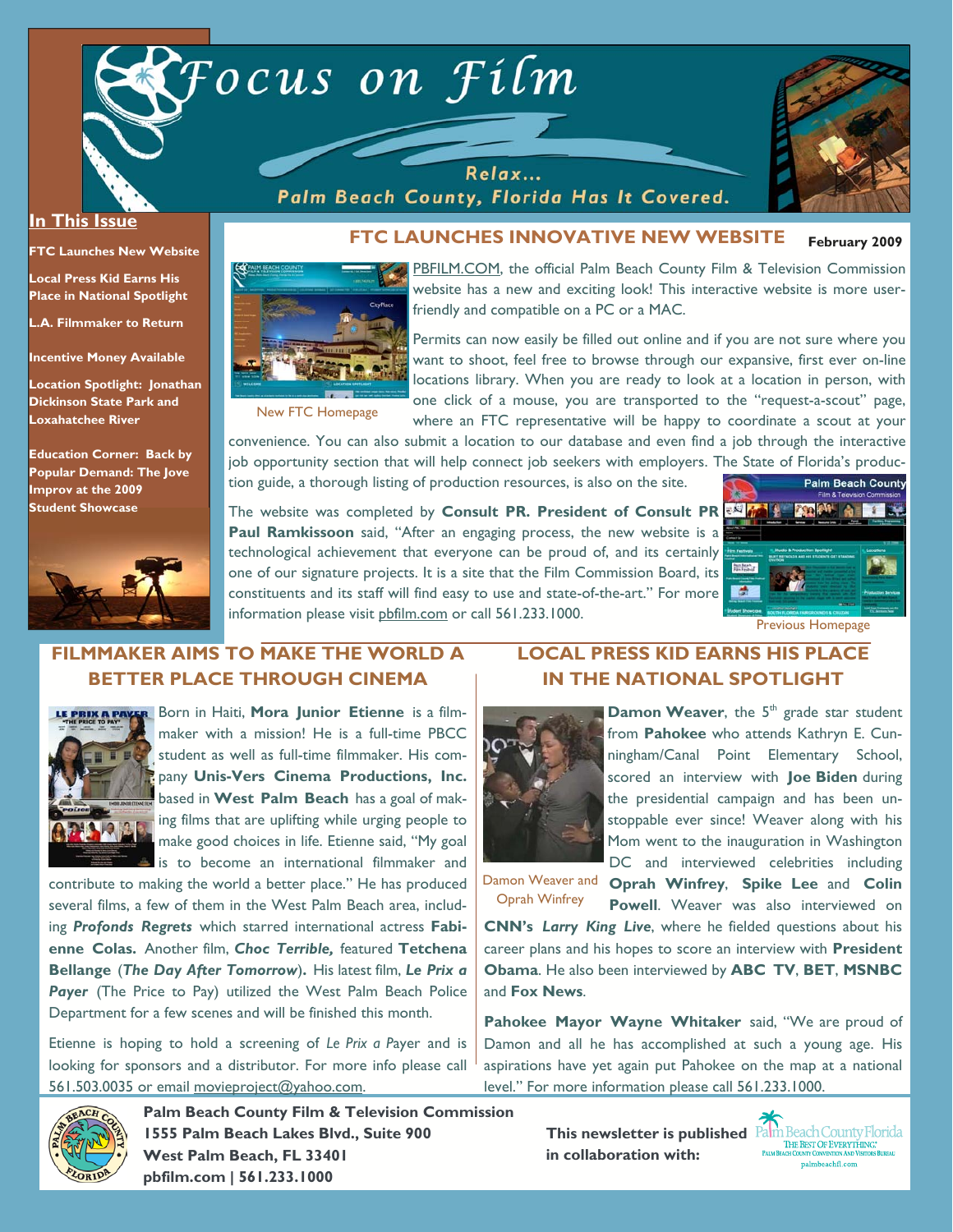# Focus on Film

Relax... Palm Beach County, Florida Has It Covered.

**In This Issue**

- FTC Launches New Website
- Local Press Kid Earns His Place in National Spotlight
- L.A. Filmmaker to Return
- Incentive Money Available
- Location Spotlight: Jonathan Dickinson State Park and Loxahatchee River
- Education Corner: Back by Popular Demand: The Jove Improv at the 2009 Student Showcase

## FTC LAUNCHES INNOVATIVE NEW WEBSITE

**February 2009**

New FTC Homepage

PBFILM.COM, the official Palm Beach County Film & Television Commission website has a new and exciting look! This interactive website is more user-friendly and compatible on a PC or a MAC.

Permits can now easily be filled out online and if you are not sure where you want to shoot, feel free to browse through our expansive, first ever on-line locations library. When you are ready to look at a location in person, with one click of a mouse, you are transported to the "request-a-scout" page, where an FTC representative will be happy to coordinate a scout at your convenience. You can also submit a location to our database and even find a job through the interactive job opportunity section that will help connect job seekers with employers. The State of Florida's production guide, a thorough listing of production resources, is also on the site.

The website was completed by **Consult PR. President of Consult PR Paul Ramkissoon** said, "After an engaging process, the new website is a technological achievement that everyone can be proud of, and its certainly one of our signature projects. It is a site that the Film Commission Board, its constituents and its staff will find easy to use and state-of-the-art." For more information please visit pbfilm.com or call 561.233.1000.

Previous Homepage

## FILMMAKER AIMS TO MAKE THE WORLD A BETTER PLACE THROUGH CINEMA

Born in Haiti, **Mora Junior Etienne** is a filmmaker with a mission! He is a full-time PBCC student as well as full-time filmmaker. His company **Unis-Vers Cinema Productions, Inc.** based in **West Palm Beach** has a goal of making films that are uplifting while urging people to make good choices in life. Etienne said, "My goal is to become an international filmmaker and contribute to making the world a better place." He has produced several films, a few of them in the West Palm Beach area, including ***Profonds Regrets*** which starred international actress **Fabienne Colas.** Another film, ***Choc Terrible,*** featured **Tetchena Bellange** (***The Day After Tomorrow***)**.** His latest film, ***Le Prix a Payer*** (The Price to Pay) utilized the West Palm Beach Police Department for a few scenes and will be finished this month.

Etienne is hoping to hold a screening of *Le Prix a Payer* and is looking for sponsors and a distributor. For more info please call 561.503.0035 or email movieproject@yahoo.com.

## LOCAL PRESS KID EARNS HIS PLACE IN THE NATIONAL SPOTLIGHT

Damon Weaver and Oprah Winfrey

**Damon Weaver**, the 5th grade star student from **Pahokee** who attends Kathryn E. Cunningham/Canal Point Elementary School, scored an interview with **Joe Biden** during the presidential campaign and has been unstoppable ever since! Weaver along with his Mom went to the inauguration in Washington DC and interviewed celebrities including **Oprah Winfrey**, **Spike Lee** and **Colin Powell**. Weaver was also interviewed on **CNN's** ***Larry King Live***, where he fielded questions about his career plans and his hopes to score an interview with **President Obama**. He also been interviewed by **ABC TV**, **BET**, **MSNBC** and **Fox News**.

**Pahokee Mayor Wayne Whitaker** said, "We are proud of Damon and all he has accomplished at such a young age. His aspirations have yet again put Pahokee on the map at a national level." For more information please call 561.233.1000.

**Palm Beach County Film & Television Commission**
**1555 Palm Beach Lakes Blvd., Suite 900**
**West Palm Beach, FL 33401**
**pbfilm.com | 561.233.1000**

**This newsletter is published in collaboration with:** Palm Beach County Florida — The Best of Everything. Palm Beach County Convention and Visitors Bureau — palmbeachfl.com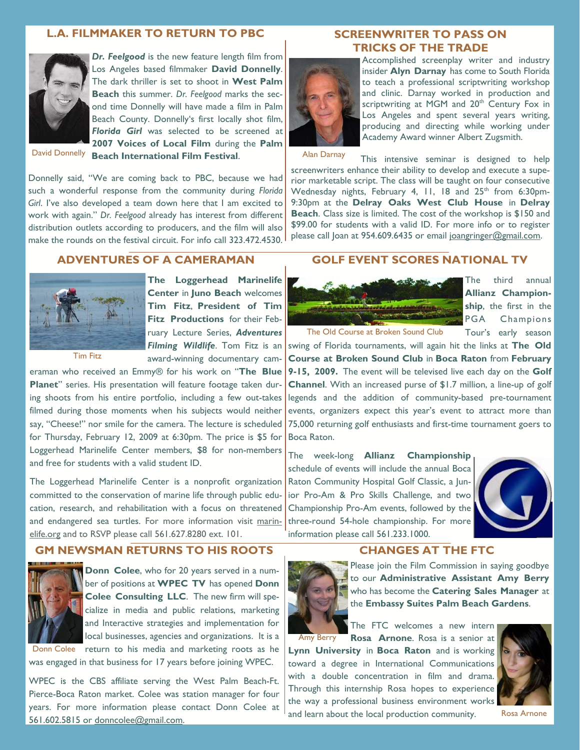## L.A. FILMMAKER TO RETURN TO PBC

David Donnelly

***Dr. Feelgood*** is the new feature length film from Los Angeles based filmmaker **David Donnelly**. The dark thriller is set to shoot in **West Palm Beach** this summer. *Dr. Feelgood* marks the second time Donnelly will have made a film in Palm Beach County. Donnelly's first locally shot film, ***Florida Girl*** was selected to be screened at **2007 Voices of Local Film** during the **Palm Beach International Film Festival**.

Donnelly said, "We are coming back to PBC, because we had such a wonderful response from the community during *Florida Girl*. I've also developed a team down here that I am excited to work with again." *Dr. Feelgood* already has interest from different distribution outlets according to producers, and the film will also make the rounds on the festival circuit. For info call 323.472.4530.

## SCREENWRITER TO PASS ON TRICKS OF THE TRADE

Alan Darnay

Accomplished screenplay writer and industry insider **Alyn Darnay** has come to South Florida to teach a professional scriptwriting workshop and clinic. Darnay worked in production and scriptwriting at MGM and 20th Century Fox in Los Angeles and spent several years writing, producing and directing while working under Academy Award winner Albert Zugsmith.

This intensive seminar is designed to help screenwriters enhance their ability to develop and execute a superior marketable script. The class will be taught on four consecutive Wednesday nights, February 4, 11, 18 and 25th from 6:30pm-9:30pm at the **Delray Oaks West Club House** in **Delray Beach**. Class size is limited. The cost of the workshop is $150 and $99.00 for students with a valid ID. For more info or to register please call Joan at 954.609.6435 or email joangringer@gmail.com.

## ADVENTURES OF A CAMERAMAN

Tim Fitz

**The Loggerhead Marinelife Center** in **Juno Beach** welcomes **Tim Fitz**, **President of Tim Fitz Productions** for their February Lecture Series, ***Adventures Filming Wildlife***. Tom Fitz is an award-winning documentary cameraman who received an Emmy® for his work on "**The Blue Planet**" series. His presentation will feature footage taken during shoots from his entire portfolio, including a few out-takes filmed during those moments when his subjects would neither say, "Cheese!" nor smile for the camera. The lecture is scheduled for Thursday, February 12, 2009 at 6:30pm. The price is $5 for Loggerhead Marinelife Center members, $8 for non-members and free for students with a valid student ID.

The Loggerhead Marinelife Center is a nonprofit organization committed to the conservation of marine life through public education, research, and rehabilitation with a focus on threatened and endangered sea turtles. For more information visit marinelife.org and to RSVP please call 561.627.8280 ext. 101.

## GOLF EVENT SCORES NATIONAL TV

The Old Course at Broken Sound Club

The third annual **Allianz Championship**, the first in the PGA Champions Tour's early season swing of Florida tournaments, will again hit the links at **The Old Course at Broken Sound Club** in **Boca Raton** from **February 9-15, 2009.** The event will be televised live each day on the **Golf Channel**. With an increased purse of $1.7 million, a line-up of golf legends and the addition of community-based pre-tournament events, organizers expect this year's event to attract more than 75,000 returning golf enthusiasts and first-time tournament goers to Boca Raton.

The week-long **Allianz Championship** schedule of events will include the annual Boca Raton Community Hospital Golf Classic, a Junior Pro-Am & Pro Skills Challenge, and two Championship Pro-Am events, followed by the three-round 54-hole championship. For more information please call 561.233.1000.

## GM NEWSMAN RETURNS TO HIS ROOTS

Donn Colee

**Donn Colee**, who for 20 years served in a number of positions at **WPEC TV** has opened **Donn Colee Consulting LLC**. The new firm will specialize in media and public relations, marketing and Interactive strategies and implementation for local businesses, agencies and organizations. It is a return to his media and marketing roots as he was engaged in that business for 17 years before joining WPEC.

WPEC is the CBS affiliate serving the West Palm Beach-Ft. Pierce-Boca Raton market. Colee was station manager for four years. For more information please contact Donn Colee at 561.602.5815 or donncolee@gmail.com.

## CHANGES AT THE FTC

Amy Berry

Please join the Film Commission in saying goodbye to our **Administrative Assistant Amy Berry** who has become the **Catering Sales Manager** at the **Embassy Suites Palm Beach Gardens**.

The FTC welcomes a new intern **Rosa Arnone**. Rosa is a senior at **Lynn University** in **Boca Raton** and is working toward a degree in International Communications with a double concentration in film and drama. Through this internship Rosa hopes to experience the way a professional business environment works and learn about the local production community.

Rosa Arnone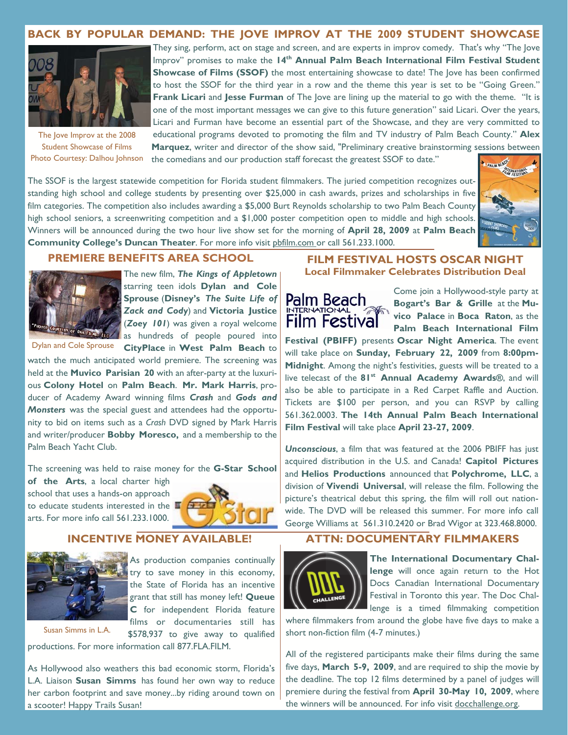## BACK BY POPULAR DEMAND: THE JOVE IMPROV AT THE 2009 STUDENT SHOWCASE

The Jove Improv at the 2008 Student Showcase of Films
Photo Courtesy: Dalhou Johnson

They sing, perform, act on stage and screen, and are experts in improv comedy. That's why "The Jove Improv" promises to make the **14th Annual Palm Beach International Film Festival Student Showcase of Films (SSOF)** the most entertaining showcase to date! The Jove has been confirmed to host the SSOF for the third year in a row and the theme this year is set to be "Going Green." **Frank Licari** and **Jesse Furman** of The Jove are lining up the material to go with the theme. "It is one of the most important messages we can give to this future generation" said Licari. Over the years, Licari and Furman have become an essential part of the Showcase, and they are very committed to educational programs devoted to promoting the film and TV industry of Palm Beach County." **Alex Marquez**, writer and director of the show said, "Preliminary creative brainstorming sessions between the comedians and our production staff forecast the greatest SSOF to date."

The SSOF is the largest statewide competition for Florida student filmmakers. The juried competition recognizes outstanding high school and college students by presenting over $25,000 in cash awards, prizes and scholarships in five film categories. The competition also includes awarding a $5,000 Burt Reynolds scholarship to two Palm Beach County high school seniors, a screenwriting competition and a $1,000 poster competition open to middle and high schools. Winners will be announced during the two hour live show set for the morning of **April 28, 2009** at **Palm Beach Community College's Duncan Theater**. For more info visit pbfilm.com or call 561.233.1000.

## PREMIERE BENEFITS AREA SCHOOL

Dylan and Cole Sprouse

The new film, ***The Kings of Appletown*** starring teen idols **Dylan and Cole Sprouse** (**Disney's *The Suite Life of Zack and Cody***) and **Victoria Justice** (***Zoey 101***) was given a royal welcome as hundreds of people poured into **CityPlace** in **West Palm Beach** to watch the much anticipated world premiere. The screening was held at the **Muvico Parisian 20** with an after-party at the luxurious **Colony Hotel** on **Palm Beach**. **Mr. Mark Harris**, producer of Academy Award winning films ***Crash*** and ***Gods and Monsters*** was the special guest and attendees had the opportunity to bid on items such as a *Crash* DVD signed by Mark Harris and writer/producer **Bobby Moresco,** and a membership to the Palm Beach Yacht Club.

The screening was held to raise money for the **G-Star School of the Arts**, a local charter high school that uses a hands-on approach to educate students interested in the arts. For more info call 561.233.1000.

## FILM FESTIVAL HOSTS OSCAR NIGHT
### Local Filmmaker Celebrates Distribution Deal

Come join a Hollywood-style party at **Bogart's Bar & Grille** at the **Muvico Palace** in **Boca Raton**, as the **Palm Beach International Film Festival (PBIFF)** presents **Oscar Night America**. The event will take place on **Sunday, February 22, 2009** from **8:00pm-Midnight**. Among the night's festivities, guests will be treated to a live telecast of the **81st Annual Academy Awards®**, and will also be able to participate in a Red Carpet Raffle and Auction. Tickets are $100 per person, and you can RSVP by calling 561.362.0003. **The 14th Annual Palm Beach International Film Festival** will take place **April 23-27, 2009**.

***Unconscious***, a film that was featured at the 2006 PBIFF has just acquired distribution in the U.S. and Canada! **Capitol Pictures** and **Helios Productions** announced that **Polychrome, LLC**, a division of **Vivendi Universal**, will release the film. Following the picture's theatrical debut this spring, the film will roll out nationwide. The DVD will be released this summer. For more info call George Williams at 561.310.2420 or Brad Wigor at 323.468.8000.

## INCENTIVE MONEY AVAILABLE!

Susan Simms in L.A.

As production companies continually try to save money in this economy, the State of Florida has an incentive grant that still has money left! **Queue C** for independent Florida feature films or documentaries still has $578,937 to give away to qualified productions. For more information call 877.FLA.FILM.

As Hollywood also weathers this bad economic storm, Florida's L.A. Liaison **Susan Simms** has found her own way to reduce her carbon footprint and save money...by riding around town on a scooter! Happy Trails Susan!

## ATTN: DOCUMENTARY FILMMAKERS

**The International Documentary Challenge** will once again return to the Hot Docs Canadian International Documentary Festival in Toronto this year. The Doc Challenge is a timed filmmaking competition where filmmakers from around the globe have five days to make a short non-fiction film (4-7 minutes.)

All of the registered participants make their films during the same five days, **March 5-9, 2009**, and are required to ship the movie by the deadline. The top 12 films determined by a panel of judges will premiere during the festival from **April 30-May 10, 2009**, where the winners will be announced. For info visit docchallenge.org.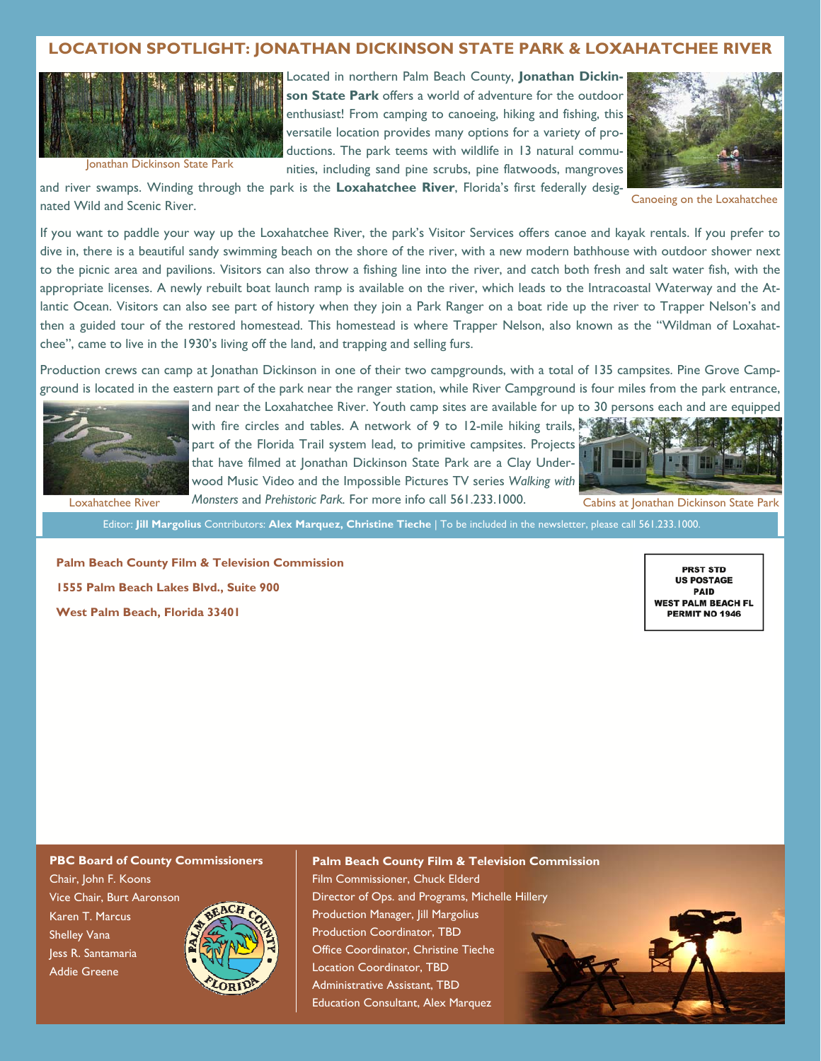## LOCATION SPOTLIGHT: JONATHAN DICKINSON STATE PARK & LOXAHATCHEE RIVER

Jonathan Dickinson State Park

Located in northern Palm Beach County, **Jonathan Dickinson State Park** offers a world of adventure for the outdoor enthusiast! From camping to canoeing, hiking and fishing, this versatile location provides many options for a variety of productions. The park teems with wildlife in 13 natural communities, including sand pine scrubs, pine flatwoods, mangroves and river swamps. Winding through the park is the **Loxahatchee River**, Florida's first federally designated Wild and Scenic River.

Canoeing on the Loxahatchee

If you want to paddle your way up the Loxahatchee River, the park's Visitor Services offers canoe and kayak rentals. If you prefer to dive in, there is a beautiful sandy swimming beach on the shore of the river, with a new modern bathhouse with outdoor shower next to the picnic area and pavilions. Visitors can also throw a fishing line into the river, and catch both fresh and salt water fish, with the appropriate licenses. A newly rebuilt boat launch ramp is available on the river, which leads to the Intracoastal Waterway and the Atlantic Ocean. Visitors can also see part of history when they join a Park Ranger on a boat ride up the river to Trapper Nelson's and then a guided tour of the restored homestead. This homestead is where Trapper Nelson, also known as the "Wildman of Loxahatchee", came to live in the 1930's living off the land, and trapping and selling furs.

Production crews can camp at Jonathan Dickinson in one of their two campgrounds, with a total of 135 campsites. Pine Grove Campground is located in the eastern part of the park near the ranger station, while River Campground is four miles from the park entrance, and near the Loxahatchee River. Youth camp sites are available for up to 30 persons each and are equipped with fire circles and tables. A network of 9 to 12-mile hiking trails, part of the Florida Trail system lead, to primitive campsites. Projects that have filmed at Jonathan Dickinson State Park are a Clay Underwood Music Video and the Impossible Pictures TV series *Walking with Monsters* and *Prehistoric Park*. For more info call 561.233.1000.

Loxahatchee River

Cabins at Jonathan Dickinson State Park

Editor: **Jill Margolius** Contributors: **Alex Marquez, Christine Tieche** | To be included in the newsletter, please call 561.233.1000.

**Palm Beach County Film & Television Commission**
**1555 Palm Beach Lakes Blvd., Suite 900**
**West Palm Beach, Florida 33401**

PRST STD
US POSTAGE
PAID
WEST PALM BEACH FL
PERMIT NO 1946

**PBC Board of County Commissioners**

Chair, John F. Koons
Vice Chair, Burt Aaronson
Karen T. Marcus
Shelley Vana
Jess R. Santamaria
Addie Greene

**Palm Beach County Film & Television Commission**

Film Commissioner, Chuck Elderd
Director of Ops. and Programs, Michelle Hillery
Production Manager, Jill Margolius
Production Coordinator, TBD
Office Coordinator, Christine Tieche
Location Coordinator, TBD
Administrative Assistant, TBD
Education Consultant, Alex Marquez